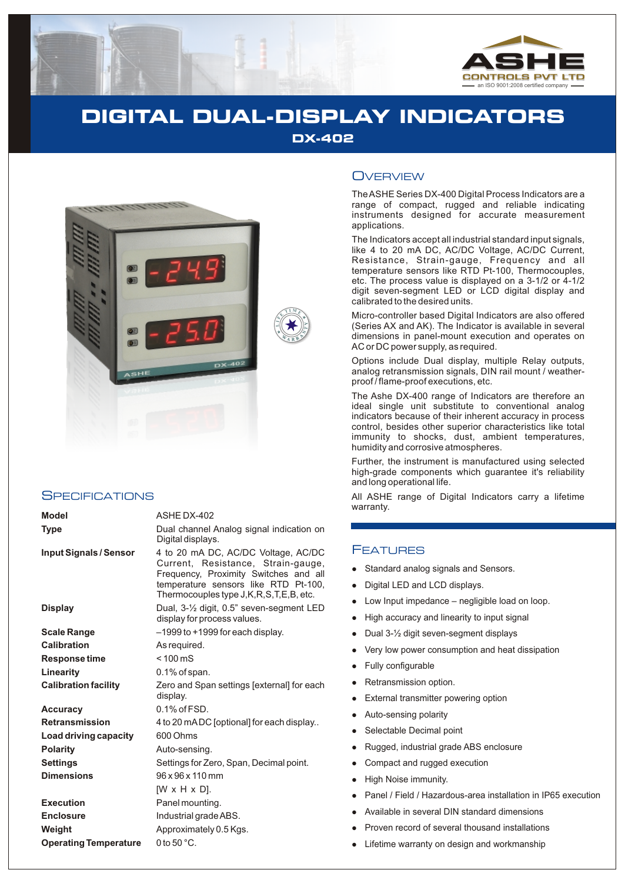ASHE CONTROLS PVT LTD
an ISO 9001:2008 certified company

# DIGITAL DUAL-DISPLAY INDICATORS
## DX-402

## Overview

The ASHE Series DX-400 Digital Process Indicators are a range of compact, rugged and reliable indicating instruments designed for accurate measurement applications.

The Indicators accept all industrial standard input signals, like 4 to 20 mA DC, AC/DC Voltage, AC/DC Current, Resistance, Strain-gauge, Frequency and all temperature sensors like RTD Pt-100, Thermocouples, etc. The process value is displayed on a 3-1/2 or 4-1/2 digit seven-segment LED or LCD digital display and calibrated to the desired units.

Micro-controller based Digital Indicators are also offered (Series AX and AK). The Indicator is available in several dimensions in panel-mount execution and operates on AC or DC power supply, as required.

Options include Dual display, multiple Relay outputs, analog retransmission signals, DIN rail mount / weather-proof / flame-proof executions, etc.

The Ashe DX-400 range of Indicators are therefore an ideal single unit substitute to conventional analog indicators because of their inherent accuracy in process control, besides other superior characteristics like total immunity to shocks, dust, ambient temperatures, humidity and corrosive atmospheres.

Further, the instrument is manufactured using selected high-grade components which guarantee it's reliability and long operational life.

All ASHE range of Digital Indicators carry a lifetime warranty.

## Specifications

| | |
|---|---|
| **Model** | ASHE DX-402 |
| **Type** | Dual channel Analog signal indication on Digital displays. |
| **Input Signals / Sensor** | 4 to 20 mA DC, AC/DC Voltage, AC/DC Current, Resistance, Strain-gauge, Frequency, Proximity Switches and all temperature sensors like RTD Pt-100, Thermocouples type J,K,R,S,T,E,B, etc. |
| **Display** | Dual, 3-½ digit, 0.5" seven-segment LED display for process values. |
| **Scale Range** | –1999 to +1999 for each display. |
| **Calibration** | As required. |
| **Response time** | < 100 mS |
| **Linearity** | 0.1% of span. |
| **Calibration facility** | Zero and Span settings [external] for each display. |
| **Accuracy** | 0.1% of FSD. |
| **Retransmission** | 4 to 20 mA DC [optional] for each display.. |
| **Load driving capacity** | 600 Ohms |
| **Polarity** | Auto-sensing. |
| **Settings** | Settings for Zero, Span, Decimal point. |
| **Dimensions** | 96 x 96 x 110 mm [W x H x D]. |
| **Execution** | Panel mounting. |
| **Enclosure** | Industrial grade ABS. |
| **Weight** | Approximately 0.5 Kgs. |
| **Operating Temperature** | 0 to 50 °C. |

## Features

- Standard analog signals and Sensors.
- Digital LED and LCD displays.
- Low Input impedance – negligible load on loop.
- High accuracy and linearity to input signal
- Dual 3-½ digit seven-segment displays
- Very low power consumption and heat dissipation
- Fully configurable
- Retransmission option.
- External transmitter powering option
- Auto-sensing polarity
- Selectable Decimal point
- Rugged, industrial grade ABS enclosure
- Compact and rugged execution
- High Noise immunity.
- Panel / Field / Hazardous-area installation in IP65 execution
- Available in several DIN standard dimensions
- Proven record of several thousand installations
- Lifetime warranty on design and workmanship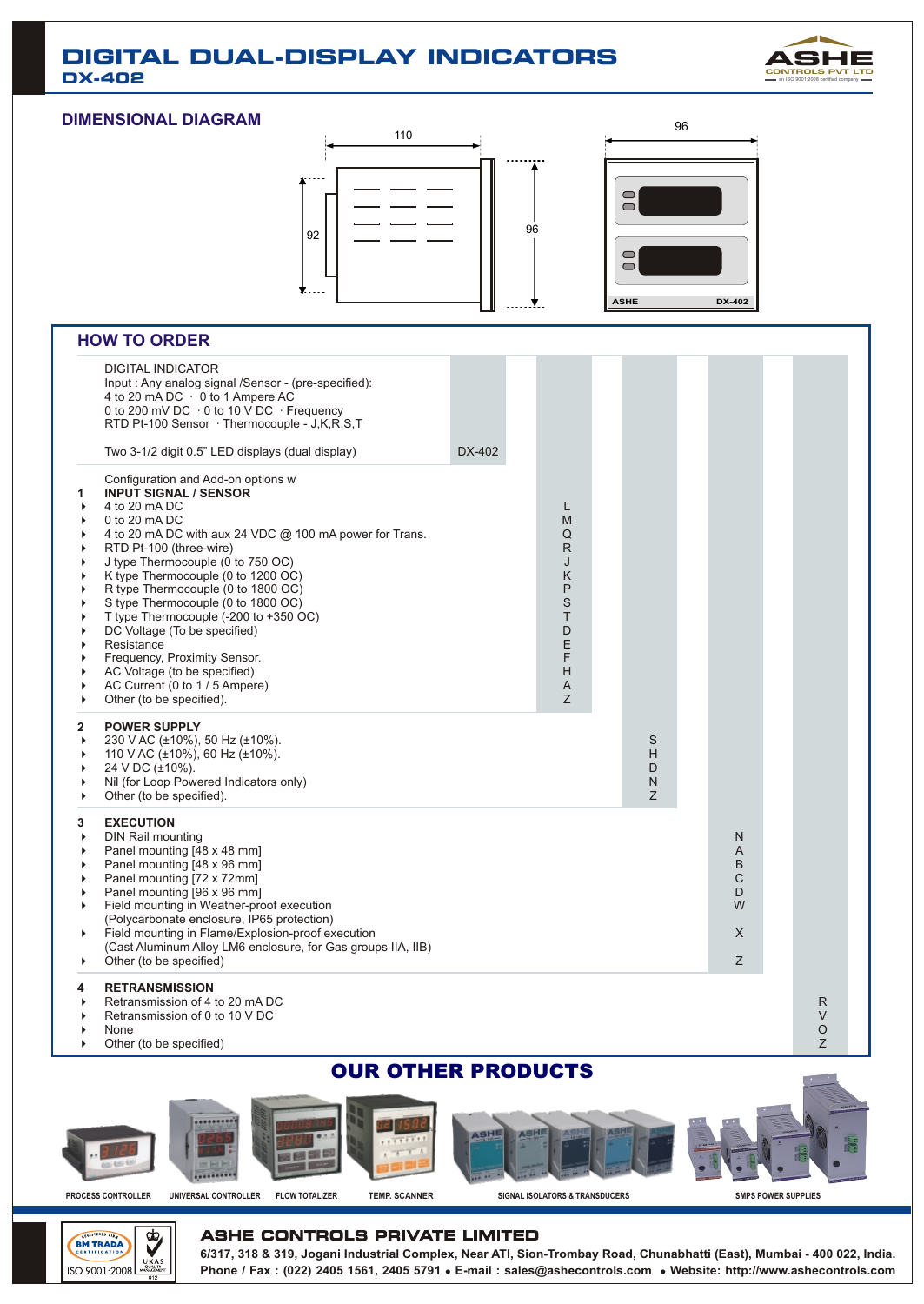# DIGITAL DUAL-DISPLAY INDICATORS
## DX-402

ASHE CONTROLS PVT LTD
an ISO 9001:2008 certified company

## DIMENSIONAL DIAGRAM

110

92

96

96

ASHE DX-402

## HOW TO ORDER

DIGITAL INDICATOR
Input : Any analog signal /Sensor - (pre-specified):
4 to 20 mA DC · 0 to 1 Ampere AC
0 to 200 mV DC · 0 to 10 V DC · Frequency
RTD Pt-100 Sensor · Thermocouple - J,K,R,S,T

Two 3-1/2 digit 0.5" LED displays (dual display) — **DX-402**

Configuration and Add-on options w

**1 INPUT SIGNAL / SENSOR**

| Option | Code |
|---|---|
| 4 to 20 mA DC | L |
| 0 to 20 mA DC | M |
| 4 to 20 mA DC with aux 24 VDC @ 100 mA power for Trans. | Q |
| RTD Pt-100 (three-wire) | R |
| J type Thermocouple (0 to 750 OC) | J |
| K type Thermocouple (0 to 1200 OC) | K |
| R type Thermocouple (0 to 1800 OC) | P |
| S type Thermocouple (0 to 1800 OC) | S |
| T type Thermocouple (-200 to +350 OC) | T |
| DC Voltage (To be specified) | D |
| Resistance | E |
| Frequency, Proximity Sensor. | F |
| AC Voltage (to be specified) | H |
| AC Current (0 to 1 / 5 Ampere) | A |
| Other (to be specified). | Z |

**2 POWER SUPPLY**

| Option | Code |
|---|---|
| 230 V AC (±10%), 50 Hz (±10%). | S |
| 110 V AC (±10%), 60 Hz (±10%). | H |
| 24 V DC (±10%). | D |
| Nil (for Loop Powered Indicators only) | N |
| Other (to be specified). | Z |

**3 EXECUTION**

| Option | Code |
|---|---|
| DIN Rail mounting | N |
| Panel mounting [48 x 48 mm] | A |
| Panel mounting [48 x 96 mm] | B |
| Panel mounting [72 x 72mm] | C |
| Panel mounting [96 x 96 mm] | D |
| Field mounting in Weather-proof execution (Polycarbonate enclosure, IP65 protection) | W |
| Field mounting in Flame/Explosion-proof execution (Cast Aluminum Alloy LM6 enclosure, for Gas groups IIA, IIB) | X |
| Other (to be specified) | Z |

**4 RETRANSMISSION**

| Option | Code |
|---|---|
| Retransmission of 4 to 20 mA DC | R |
| Retransmission of 0 to 10 V DC | V |
| None | O |
| Other (to be specified) | Z |

## OUR OTHER PRODUCTS

PROCESS CONTROLLER · UNIVERSAL CONTROLLER · FLOW TOTALIZER · TEMP. SCANNER · SIGNAL ISOLATORS & TRANSDUCERS · SMPS POWER SUPPLIES

BM TRADA CERTIFICATION · UKAS QUALITY MANAGEMENT 012 · ISO 9001:2008

**ASHE CONTROLS PRIVATE LIMITED**

6/317, 318 & 319, Jogani Industrial Complex, Near ATI, Sion-Trombay Road, Chunabhatti (East), Mumbai - 400 022, India.
Phone / Fax : (022) 2405 1561, 2405 5791 • E-mail : sales@ashecontrols.com • Website: http://www.ashecontrols.com